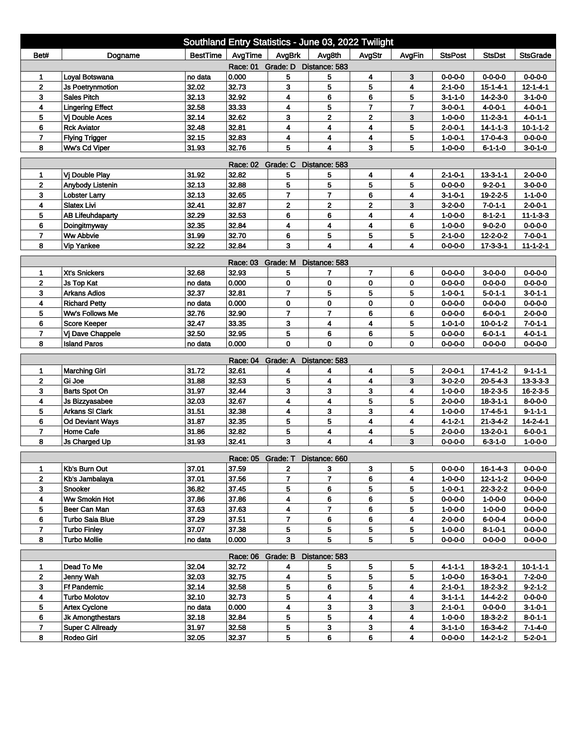# Southland Entry Statistics - June 03, 2022 Twilight

| Bet# | Dogname | BestTime | AvgTime | AvgBrk | Avg8th | AvgStr | AvgFin | StsPost | StsDst | StsGrade |
|---|---|---|---|---|---|---|---|---|---|---|
| | | | Race: 01 Grade: D Distance: 583 | | | | | | | |
| 1 | Loyal Botswana | no data | 0.000 | 5 | 5 | 4 | 3 | 0-0-0-0 | 0-0-0-0 | 0-0-0-0 |
| 2 | Js Poetrynmotion | 32.02 | 32.73 | 3 | 5 | 5 | 4 | 2-1-0-0 | 15-1-4-1 | 12-1-4-1 |
| 3 | Sales Pitch | 32.13 | 32.92 | 4 | 6 | 6 | 5 | 3-1-1-0 | 14-2-3-0 | 3-1-0-0 |
| 4 | Lingering Effect | 32.58 | 33.33 | 4 | 5 | 7 | 7 | 3-0-0-1 | 4-0-0-1 | 4-0-0-1 |
| 5 | Vj Double Aces | 32.14 | 32.62 | 3 | 2 | 2 | 3 | 1-0-0-0 | 11-2-3-1 | 4-0-1-1 |
| 6 | Rck Aviator | 32.48 | 32.81 | 4 | 4 | 4 | 5 | 2-0-0-1 | 14-1-1-3 | 10-1-1-2 |
| 7 | Flying Trigger | 32.15 | 32.83 | 4 | 4 | 4 | 5 | 1-0-0-1 | 17-0-4-3 | 0-0-0-0 |
| 8 | Ww's Cd Viper | 31.93 | 32.76 | 5 | 4 | 3 | 5 | 1-0-0-0 | 6-1-1-0 | 3-0-1-0 |
| | | | Race: 02 Grade: C Distance: 583 | | | | | | | |
| 1 | Vj Double Play | 31.92 | 32.82 | 5 | 5 | 4 | 4 | 2-1-0-1 | 13-3-1-1 | 2-0-0-0 |
| 2 | Anybody Listenin | 32.13 | 32.88 | 5 | 5 | 5 | 5 | 0-0-0-0 | 9-2-0-1 | 3-0-0-0 |
| 3 | Lobster Larry | 32.13 | 32.65 | 7 | 7 | 6 | 4 | 3-1-0-1 | 19-2-2-5 | 1-1-0-0 |
| 4 | Slatex Livi | 32.41 | 32.87 | 2 | 2 | 2 | 3 | 3-2-0-0 | 7-0-1-1 | 2-0-0-1 |
| 5 | AB Lifeuhdaparty | 32.29 | 32.53 | 6 | 6 | 4 | 4 | 1-0-0-0 | 8-1-2-1 | 11-1-3-3 |
| 6 | Doingitmyway | 32.35 | 32.84 | 4 | 4 | 4 | 6 | 1-0-0-0 | 9-0-2-0 | 0-0-0-0 |
| 7 | Ww Abbvie | 31.99 | 32.70 | 6 | 5 | 5 | 5 | 2-1-0-0 | 12-2-0-2 | 7-0-0-1 |
| 8 | Vip Yankee | 32.22 | 32.84 | 3 | 4 | 4 | 4 | 0-0-0-0 | 17-3-3-1 | 11-1-2-1 |
| | | | Race: 03 Grade: M Distance: 583 | | | | | | | |
| 1 | Xt's Snickers | 32.68 | 32.93 | 5 | 7 | 7 | 6 | 0-0-0-0 | 3-0-0-0 | 0-0-0-0 |
| 2 | Js Top Kat | no data | 0.000 | 0 | 0 | 0 | 0 | 0-0-0-0 | 0-0-0-0 | 0-0-0-0 |
| 3 | Arkans Adios | 32.37 | 32.81 | 7 | 5 | 5 | 5 | 1-0-0-1 | 5-0-1-1 | 3-0-1-1 |
| 4 | Richard Petty | no data | 0.000 | 0 | 0 | 0 | 0 | 0-0-0-0 | 0-0-0-0 | 0-0-0-0 |
| 5 | Ww's Follows Me | 32.76 | 32.90 | 7 | 7 | 6 | 6 | 0-0-0-0 | 6-0-0-1 | 2-0-0-0 |
| 6 | Score Keeper | 32.47 | 33.35 | 3 | 4 | 4 | 5 | 1-0-1-0 | 10-0-1-2 | 7-0-1-1 |
| 7 | Vj Dave Chappele | 32.50 | 32.95 | 5 | 6 | 6 | 5 | 0-0-0-0 | 6-0-1-1 | 4-0-1-1 |
| 8 | Island Paros | no data | 0.000 | 0 | 0 | 0 | 0 | 0-0-0-0 | 0-0-0-0 | 0-0-0-0 |
| | | | Race: 04 Grade: A Distance: 583 | | | | | | | |
| 1 | Marching Girl | 31.72 | 32.61 | 4 | 4 | 4 | 5 | 2-0-0-1 | 17-4-1-2 | 9-1-1-1 |
| 2 | Gi Joe | 31.88 | 32.53 | 5 | 4 | 4 | 3 | 3-0-2-0 | 20-5-4-3 | 13-3-3-3 |
| 3 | Barts Spot On | 31.97 | 32.44 | 3 | 3 | 3 | 4 | 1-0-0-0 | 18-2-3-5 | 16-2-3-5 |
| 4 | Js Bizzyasabee | 32.03 | 32.67 | 4 | 4 | 5 | 5 | 2-0-0-0 | 18-3-1-1 | 8-0-0-0 |
| 5 | Arkans Sl Clark | 31.51 | 32.38 | 4 | 3 | 3 | 4 | 1-0-0-0 | 17-4-5-1 | 9-1-1-1 |
| 6 | Od Deviant Ways | 31.87 | 32.35 | 5 | 5 | 4 | 4 | 4-1-2-1 | 21-3-4-2 | 14-2-4-1 |
| 7 | Home Cafe | 31.86 | 32.82 | 5 | 4 | 4 | 5 | 2-0-0-0 | 13-2-0-1 | 6-0-0-1 |
| 8 | Js Charged Up | 31.93 | 32.41 | 3 | 4 | 4 | 3 | 0-0-0-0 | 6-3-1-0 | 1-0-0-0 |
| | | | Race: 05 Grade: T Distance: 660 | | | | | | | |
| 1 | Kb's Burn Out | 37.01 | 37.59 | 2 | 3 | 3 | 5 | 0-0-0-0 | 16-1-4-3 | 0-0-0-0 |
| 2 | Kb's Jambalaya | 37.01 | 37.56 | 7 | 7 | 6 | 4 | 1-0-0-0 | 12-1-1-2 | 0-0-0-0 |
| 3 | Snooker | 36.82 | 37.45 | 5 | 6 | 5 | 5 | 1-0-0-1 | 22-3-2-2 | 0-0-0-0 |
| 4 | Ww Smokin Hot | 37.86 | 37.86 | 4 | 6 | 6 | 5 | 0-0-0-0 | 1-0-0-0 | 0-0-0-0 |
| 5 | Beer Can Man | 37.63 | 37.63 | 4 | 7 | 6 | 5 | 1-0-0-0 | 1-0-0-0 | 0-0-0-0 |
| 6 | Turbo Saia Blue | 37.29 | 37.51 | 7 | 6 | 6 | 4 | 2-0-0-0 | 6-0-0-4 | 0-0-0-0 |
| 7 | Turbo Finley | 37.07 | 37.38 | 5 | 5 | 5 | 5 | 1-0-0-0 | 8-1-0-1 | 0-0-0-0 |
| 8 | Turbo Mollie | no data | 0.000 | 3 | 5 | 5 | 5 | 0-0-0-0 | 0-0-0-0 | 0-0-0-0 |
| | | | Race: 06 Grade: B Distance: 583 | | | | | | | |
| 1 | Dead To Me | 32.04 | 32.72 | 4 | 5 | 5 | 5 | 4-1-1-1 | 18-3-2-1 | 10-1-1-1 |
| 2 | Jenny Wah | 32.03 | 32.75 | 4 | 5 | 5 | 5 | 1-0-0-0 | 16-3-0-1 | 7-2-0-0 |
| 3 | Ff Pandemic | 32.14 | 32.58 | 5 | 6 | 5 | 4 | 2-1-0-1 | 18-2-3-2 | 9-2-1-2 |
| 4 | Turbo Molotov | 32.10 | 32.73 | 5 | 4 | 4 | 4 | 3-1-1-1 | 14-4-2-2 | 0-0-0-0 |
| 5 | Artex Cyclone | no data | 0.000 | 4 | 3 | 3 | 3 | 2-1-0-1 | 0-0-0-0 | 3-1-0-1 |
| 6 | Jk Amongthestars | 32.18 | 32.84 | 5 | 5 | 4 | 4 | 1-0-0-0 | 18-3-2-2 | 8-0-1-1 |
| 7 | Super C Allready | 31.97 | 32.58 | 5 | 3 | 3 | 4 | 3-1-1-0 | 16-3-4-2 | 7-1-4-0 |
| 8 | Rodeo Girl | 32.05 | 32.37 | 5 | 6 | 6 | 4 | 0-0-0-0 | 14-2-1-2 | 5-2-0-1 |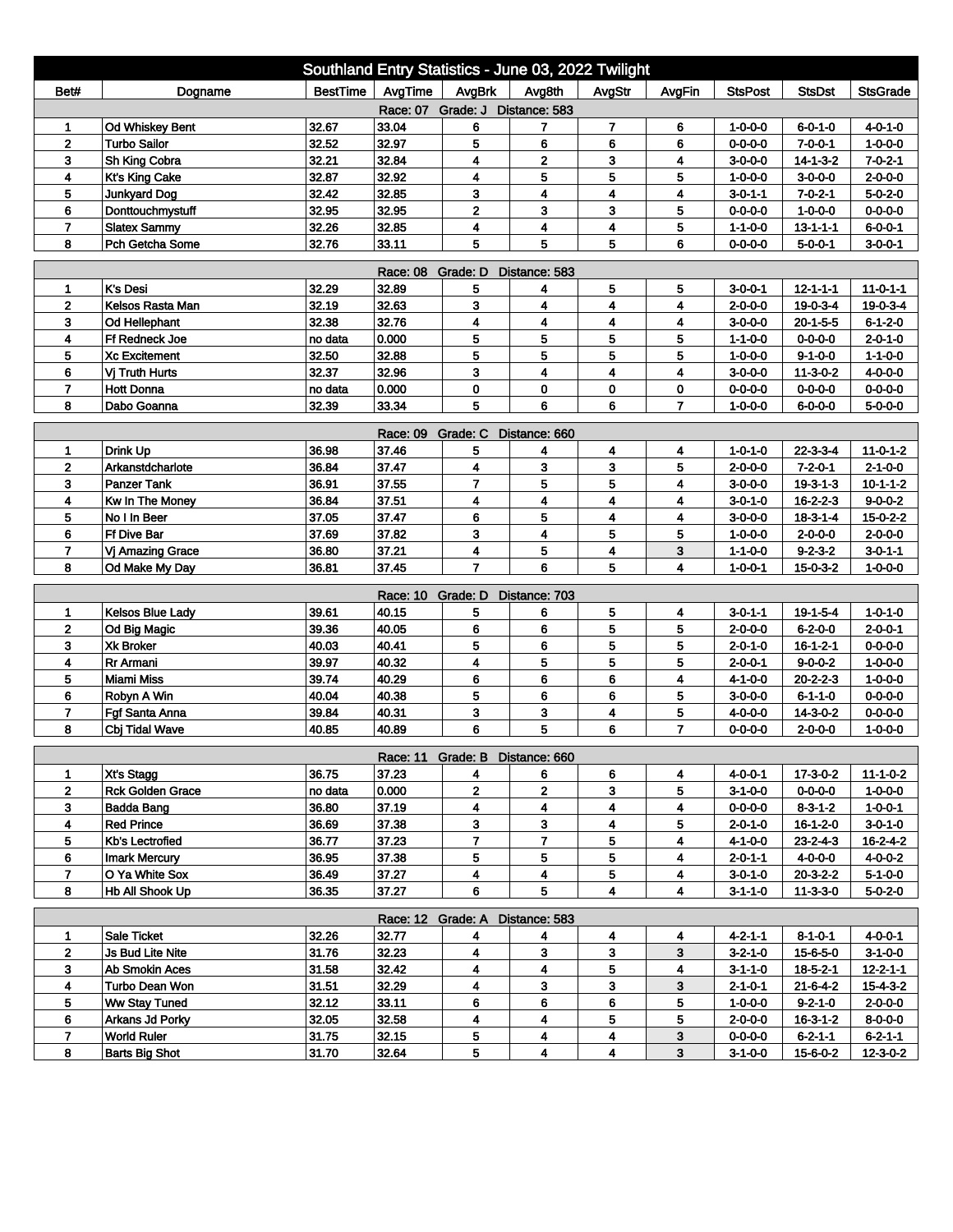# Southland Entry Statistics - June 03, 2022 Twilight

| Bet# | Dogname | BestTime | AvgTime | AvgBrk | Avg8th | AvgStr | AvgFin | StsPost | StsDst | StsGrade |
|---|---|---|---|---|---|---|---|---|---|---|
| | | | Race: 07 Grade: J Distance: 583 | | | | | | | |
| 1 | Od Whiskey Bent | 32.67 | 33.04 | 6 | 7 | 7 | 6 | 1-0-0-0 | 6-0-1-0 | 4-0-1-0 |
| 2 | Turbo Sailor | 32.52 | 32.97 | 5 | 6 | 6 | 6 | 0-0-0-0 | 7-0-0-1 | 1-0-0-0 |
| 3 | Sh King Cobra | 32.21 | 32.84 | 4 | 2 | 3 | 4 | 3-0-0-0 | 14-1-3-2 | 7-0-2-1 |
| 4 | Kt's King Cake | 32.87 | 32.92 | 4 | 5 | 5 | 5 | 1-0-0-0 | 3-0-0-0 | 2-0-0-0 |
| 5 | Junkyard Dog | 32.42 | 32.85 | 3 | 4 | 4 | 4 | 3-0-1-1 | 7-0-2-1 | 5-0-2-0 |
| 6 | Donttouchmystuff | 32.95 | 32.95 | 2 | 3 | 3 | 5 | 0-0-0-0 | 1-0-0-0 | 0-0-0-0 |
| 7 | Slatex Sammy | 32.26 | 32.85 | 4 | 4 | 4 | 5 | 1-1-0-0 | 13-1-1-1 | 6-0-0-1 |
| 8 | Pch Getcha Some | 32.76 | 33.11 | 5 | 5 | 5 | 6 | 0-0-0-0 | 5-0-0-1 | 3-0-0-1 |
| | | | Race: 08 Grade: D Distance: 583 | | | | | | | |
| 1 | K's Desi | 32.29 | 32.89 | 5 | 4 | 5 | 5 | 3-0-0-1 | 12-1-1-1 | 11-0-1-1 |
| 2 | Kelsos Rasta Man | 32.19 | 32.63 | 3 | 4 | 4 | 4 | 2-0-0-0 | 19-0-3-4 | 19-0-3-4 |
| 3 | Od Hellephant | 32.38 | 32.76 | 4 | 4 | 4 | 4 | 3-0-0-0 | 20-1-5-5 | 6-1-2-0 |
| 4 | Ff Redneck Joe | no data | 0.000 | 5 | 5 | 5 | 5 | 1-1-0-0 | 0-0-0-0 | 2-0-1-0 |
| 5 | Xc Excitement | 32.50 | 32.88 | 5 | 5 | 5 | 5 | 1-0-0-0 | 9-1-0-0 | 1-1-0-0 |
| 6 | Vj Truth Hurts | 32.37 | 32.96 | 3 | 4 | 4 | 4 | 3-0-0-0 | 11-3-0-2 | 4-0-0-0 |
| 7 | Hott Donna | no data | 0.000 | 0 | 0 | 0 | 0 | 0-0-0-0 | 0-0-0-0 | 0-0-0-0 |
| 8 | Dabo Goanna | 32.39 | 33.34 | 5 | 6 | 6 | 7 | 1-0-0-0 | 6-0-0-0 | 5-0-0-0 |
| | | | Race: 09 Grade: C Distance: 660 | | | | | | | |
| 1 | Drink Up | 36.98 | 37.46 | 5 | 4 | 4 | 4 | 1-0-1-0 | 22-3-3-4 | 11-0-1-2 |
| 2 | Arkanstdcharlote | 36.84 | 37.47 | 4 | 3 | 3 | 5 | 2-0-0-0 | 7-2-0-1 | 2-1-0-0 |
| 3 | Panzer Tank | 36.91 | 37.55 | 7 | 5 | 5 | 4 | 3-0-0-0 | 19-3-1-3 | 10-1-1-2 |
| 4 | Kw In The Money | 36.84 | 37.51 | 4 | 4 | 4 | 4 | 3-0-1-0 | 16-2-2-3 | 9-0-0-2 |
| 5 | No I In Beer | 37.05 | 37.47 | 6 | 5 | 4 | 4 | 3-0-0-0 | 18-3-1-4 | 15-0-2-2 |
| 6 | Ff Dive Bar | 37.69 | 37.82 | 3 | 4 | 5 | 5 | 1-0-0-0 | 2-0-0-0 | 2-0-0-0 |
| 7 | Vj Amazing Grace | 36.80 | 37.21 | 4 | 5 | 4 | 3 | 1-1-0-0 | 9-2-3-2 | 3-0-1-1 |
| 8 | Od Make My Day | 36.81 | 37.45 | 7 | 6 | 5 | 4 | 1-0-0-1 | 15-0-3-2 | 1-0-0-0 |
| | | | Race: 10 Grade: D Distance: 703 | | | | | | | |
| 1 | Kelsos Blue Lady | 39.61 | 40.15 | 5 | 6 | 5 | 4 | 3-0-1-1 | 19-1-5-4 | 1-0-1-0 |
| 2 | Od Big Magic | 39.36 | 40.05 | 6 | 6 | 5 | 5 | 2-0-0-0 | 6-2-0-0 | 2-0-0-1 |
| 3 | Xk Broker | 40.03 | 40.41 | 5 | 6 | 5 | 5 | 2-0-1-0 | 16-1-2-1 | 0-0-0-0 |
| 4 | Rr Armani | 39.97 | 40.32 | 4 | 5 | 5 | 5 | 2-0-0-1 | 9-0-0-2 | 1-0-0-0 |
| 5 | Miami Miss | 39.74 | 40.29 | 6 | 6 | 6 | 4 | 4-1-0-0 | 20-2-2-3 | 1-0-0-0 |
| 6 | Robyn A Win | 40.04 | 40.38 | 5 | 6 | 6 | 5 | 3-0-0-0 | 6-1-1-0 | 0-0-0-0 |
| 7 | Fgf Santa Anna | 39.84 | 40.31 | 3 | 3 | 4 | 5 | 4-0-0-0 | 14-3-0-2 | 0-0-0-0 |
| 8 | Cbj Tidal Wave | 40.85 | 40.89 | 6 | 5 | 6 | 7 | 0-0-0-0 | 2-0-0-0 | 1-0-0-0 |
| | | | Race: 11 Grade: B Distance: 660 | | | | | | | |
| 1 | Xt's Stagg | 36.75 | 37.23 | 4 | 6 | 6 | 4 | 4-0-0-1 | 17-3-0-2 | 11-1-0-2 |
| 2 | Rck Golden Grace | no data | 0.000 | 2 | 2 | 3 | 5 | 3-1-0-0 | 0-0-0-0 | 1-0-0-0 |
| 3 | Badda Bang | 36.80 | 37.19 | 4 | 4 | 4 | 4 | 0-0-0-0 | 8-3-1-2 | 1-0-0-1 |
| 4 | Red Prince | 36.69 | 37.38 | 3 | 3 | 4 | 5 | 2-0-1-0 | 16-1-2-0 | 3-0-1-0 |
| 5 | Kb's Lectrofied | 36.77 | 37.23 | 7 | 7 | 5 | 4 | 4-1-0-0 | 23-2-4-3 | 16-2-4-2 |
| 6 | Imark Mercury | 36.95 | 37.38 | 5 | 5 | 5 | 4 | 2-0-1-1 | 4-0-0-0 | 4-0-0-2 |
| 7 | O Ya White Sox | 36.49 | 37.27 | 4 | 4 | 5 | 4 | 3-0-1-0 | 20-3-2-2 | 5-1-0-0 |
| 8 | Hb All Shook Up | 36.35 | 37.27 | 6 | 5 | 4 | 4 | 3-1-1-0 | 11-3-3-0 | 5-0-2-0 |
| | | | Race: 12 Grade: A Distance: 583 | | | | | | | |
| 1 | Sale Ticket | 32.26 | 32.77 | 4 | 4 | 4 | 4 | 4-2-1-1 | 8-1-0-1 | 4-0-0-1 |
| 2 | Js Bud Lite Nite | 31.76 | 32.23 | 4 | 3 | 3 | 3 | 3-2-1-0 | 15-6-5-0 | 3-1-0-0 |
| 3 | Ab Smokin Aces | 31.58 | 32.42 | 4 | 4 | 5 | 4 | 3-1-1-0 | 18-5-2-1 | 12-2-1-1 |
| 4 | Turbo Dean Won | 31.51 | 32.29 | 4 | 3 | 3 | 3 | 2-1-0-1 | 21-6-4-2 | 15-4-3-2 |
| 5 | Ww Stay Tuned | 32.12 | 33.11 | 6 | 6 | 6 | 5 | 1-0-0-0 | 9-2-1-0 | 2-0-0-0 |
| 6 | Arkans Jd Porky | 32.05 | 32.58 | 4 | 4 | 5 | 5 | 2-0-0-0 | 16-3-1-2 | 8-0-0-0 |
| 7 | World Ruler | 31.75 | 32.15 | 5 | 4 | 4 | 3 | 0-0-0-0 | 6-2-1-1 | 6-2-1-1 |
| 8 | Barts Big Shot | 31.70 | 32.64 | 5 | 4 | 4 | 3 | 3-1-0-0 | 15-6-0-2 | 12-3-0-2 |